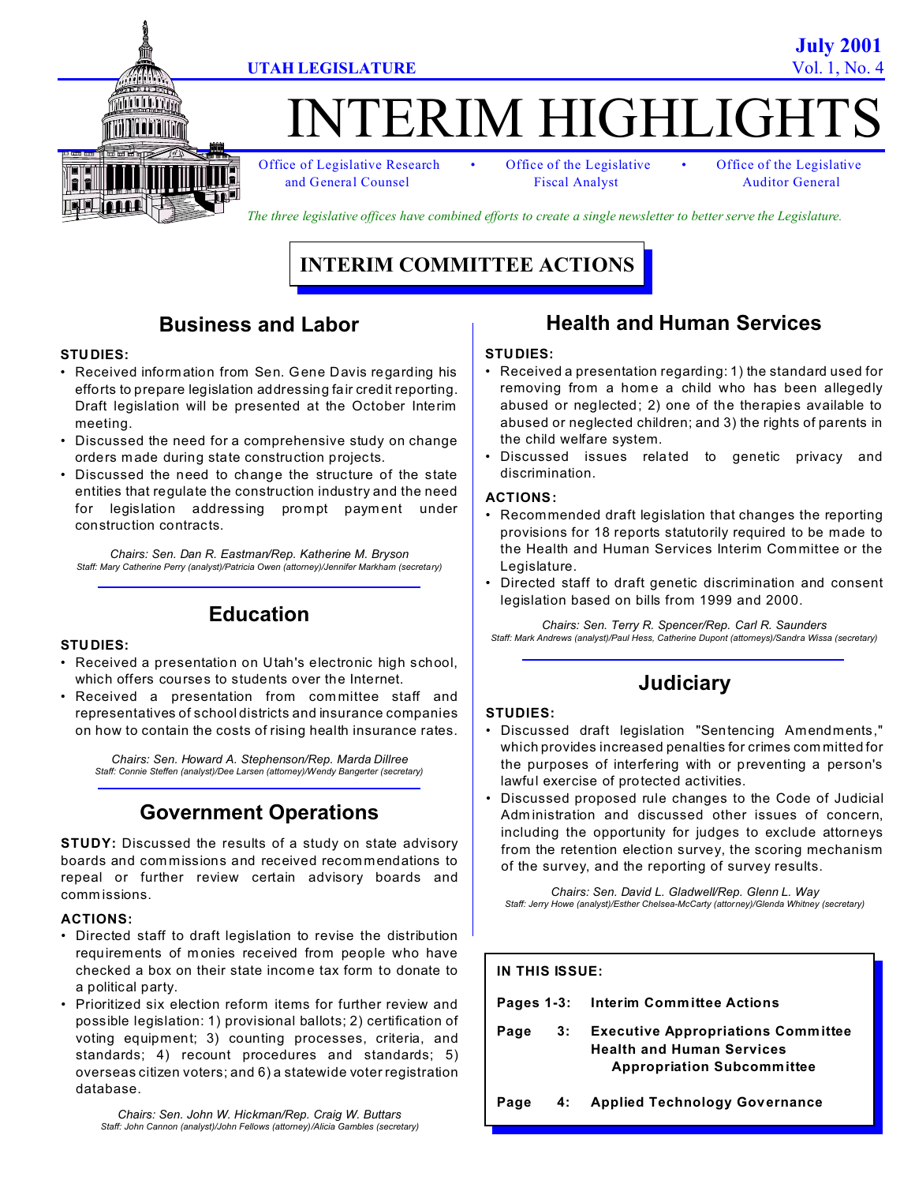UTAH LEGISLATURE

July 2001
Vol. 1, No. 4

# INTERIM HIGHLIGHTS

Office of Legislative Research and General Counsel • Office of the Legislative Fiscal Analyst • Office of the Legislative Auditor General

*The three legislative offices have combined efforts to create a single newsletter to better serve the Legislature.*

## INTERIM COMMITTEE ACTIONS

### Business and Labor

**STUDIES:**

- Received information from Sen. Gene Davis regarding his efforts to prepare legislation addressing fair credit reporting. Draft legislation will be presented at the October Interim meeting.
- Discussed the need for a comprehensive study on change orders made during state construction projects.
- Discussed the need to change the structure of the state entities that regulate the construction industry and the need for legislation addressing prompt payment under construction contracts.

*Chairs: Sen. Dan R. Eastman/Rep. Katherine M. Bryson*
*Staff: Mary Catherine Perry (analyst)/Patricia Owen (attorney)/Jennifer Markham (secretary)*

### Education

**STUDIES:**

- Received a presentation on Utah's electronic high school, which offers courses to students over the Internet.
- Received a presentation from committee staff and representatives of school districts and insurance companies on how to contain the costs of rising health insurance rates.

*Chairs: Sen. Howard A. Stephenson/Rep. Marda Dillree*
*Staff: Connie Steffen (analyst)/Dee Larsen (attorney)/Wendy Bangerter (secretary)*

### Government Operations

**STUDY:** Discussed the results of a study on state advisory boards and commissions and received recommendations to repeal or further review certain advisory boards and commissions.

**ACTIONS:**

- Directed staff to draft legislation to revise the distribution requirements of monies received from people who have checked a box on their state income tax form to donate to a political party.
- Prioritized six election reform items for further review and possible legislation: 1) provisional ballots; 2) certification of voting equipment; 3) counting processes, criteria, and standards; 4) recount procedures and standards; 5) overseas citizen voters; and 6) a statewide voter registration database.

*Chairs: Sen. John W. Hickman/Rep. Craig W. Buttars*
*Staff: John Cannon (analyst)/John Fellows (attorney)/Alicia Gambles (secretary)*

### Health and Human Services

**STUDIES:**

- Received a presentation regarding: 1) the standard used for removing from a home a child who has been allegedly abused or neglected; 2) one of the therapies available to abused or neglected children; and 3) the rights of parents in the child welfare system.
- Discussed issues related to genetic privacy and discrimination.

**ACTIONS:**

- Recommended draft legislation that changes the reporting provisions for 18 reports statutorily required to be made to the Health and Human Services Interim Committee or the Legislature.
- Directed staff to draft genetic discrimination and consent legislation based on bills from 1999 and 2000.

*Chairs: Sen. Terry R. Spencer/Rep. Carl R. Saunders*
*Staff: Mark Andrews (analyst)/Paul Hess, Catherine Dupont (attorneys)/Sandra Wissa (secretary)*

### Judiciary

**STUDIES:**

- Discussed draft legislation "Sentencing Amendments," which provides increased penalties for crimes committed for the purposes of interfering with or preventing a person's lawful exercise of protected activities.
- Discussed proposed rule changes to the Code of Judicial Administration and discussed other issues of concern, including the opportunity for judges to exclude attorneys from the retention election survey, the scoring mechanism of the survey, and the reporting of survey results.

*Chairs: Sen. David L. Gladwell/Rep. Glenn L. Way*
*Staff: Jerry Howe (analyst)/Esther Chelsea-McCarty (attorney)/Glenda Whitney (secretary)*

**IN THIS ISSUE:**

**Pages 1-3:** **Interim Committee Actions**

**Page 3:** **Executive Appropriations Committee Health and Human Services Appropriation Subcommittee**

**Page 4:** **Applied Technology Governance**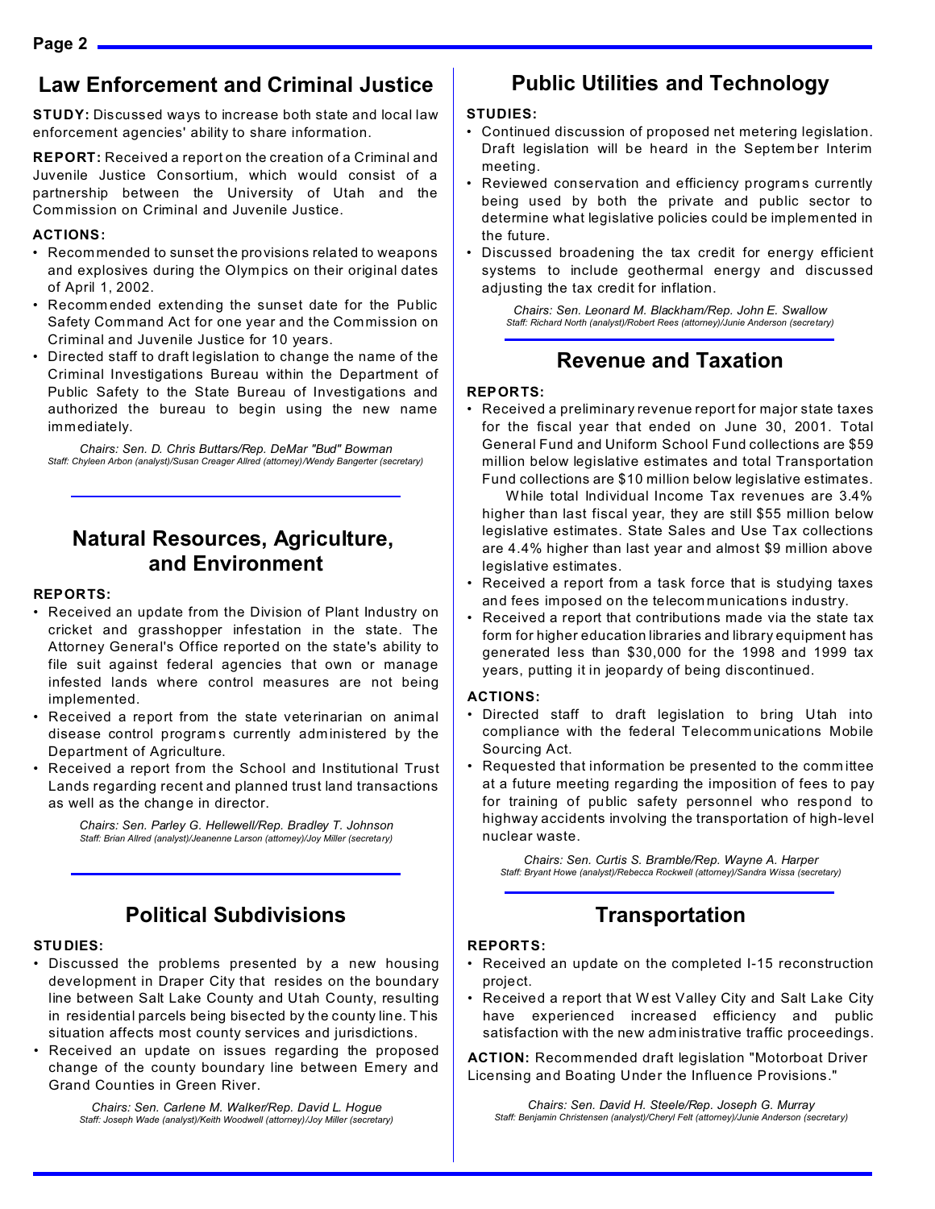## Law Enforcement and Criminal Justice

**STUDY:** Discussed ways to increase both state and local law enforcement agencies' ability to share information.

**REPORT:** Received a report on the creation of a Criminal and Juvenile Justice Consortium, which would consist of a partnership between the University of Utah and the Commission on Criminal and Juvenile Justice.

**ACTIONS:**

- Recommended to sunset the provisions related to weapons and explosives during the Olympics on their original dates of April 1, 2002.
- Recommended extending the sunset date for the Public Safety Command Act for one year and the Commission on Criminal and Juvenile Justice for 10 years.
- Directed staff to draft legislation to change the name of the Criminal Investigations Bureau within the Department of Public Safety to the State Bureau of Investigations and authorized the bureau to begin using the new name immediately.

*Chairs: Sen. D. Chris Buttars/Rep. DeMar "Bud" Bowman*
*Staff: Chyleen Arbon (analyst)/Susan Creager Allred (attorney)/Wendy Bangerter (secretary)*

## Natural Resources, Agriculture, and Environment

**REPORTS:**

- Received an update from the Division of Plant Industry on cricket and grasshopper infestation in the state. The Attorney General's Office reported on the state's ability to file suit against federal agencies that own or manage infested lands where control measures are not being implemented.
- Received a report from the state veterinarian on animal disease control programs currently administered by the Department of Agriculture.
- Received a report from the School and Institutional Trust Lands regarding recent and planned trust land transactions as well as the change in director.

*Chairs: Sen. Parley G. Hellewell/Rep. Bradley T. Johnson*
*Staff: Brian Allred (analyst)/Jeanenne Larson (attorney)/Joy Miller (secretary)*

## Political Subdivisions

**STUDIES:**

- Discussed the problems presented by a new housing development in Draper City that resides on the boundary line between Salt Lake County and Utah County, resulting in residential parcels being bisected by the county line. This situation affects most county services and jurisdictions.
- Received an update on issues regarding the proposed change of the county boundary line between Emery and Grand Counties in Green River.

*Chairs: Sen. Carlene M. Walker/Rep. David L. Hogue*
*Staff: Joseph Wade (analyst)/Keith Woodwell (attorney)/Joy Miller (secretary)*

## Public Utilities and Technology

**STUDIES:**

- Continued discussion of proposed net metering legislation. Draft legislation will be heard in the September Interim meeting.
- Reviewed conservation and efficiency programs currently being used by both the private and public sector to determine what legislative policies could be implemented in the future.
- Discussed broadening the tax credit for energy efficient systems to include geothermal energy and discussed adjusting the tax credit for inflation.

*Chairs: Sen. Leonard M. Blackham/Rep. John E. Swallow*
*Staff: Richard North (analyst)/Robert Rees (attorney)/Junie Anderson (secretary)*

## Revenue and Taxation

**REPORTS:**

- Received a preliminary revenue report for major state taxes for the fiscal year that ended on June 30, 2001. Total General Fund and Uniform School Fund collections are $59 million below legislative estimates and total Transportation Fund collections are $10 million below legislative estimates.
  While total Individual Income Tax revenues are 3.4% higher than last fiscal year, they are still $55 million below legislative estimates. State Sales and Use Tax collections are 4.4% higher than last year and almost $9 million above legislative estimates.
- Received a report from a task force that is studying taxes and fees imposed on the telecommunications industry.
- Received a report that contributions made via the state tax form for higher education libraries and library equipment has generated less than $30,000 for the 1998 and 1999 tax years, putting it in jeopardy of being discontinued.

**ACTIONS:**

- Directed staff to draft legislation to bring Utah into compliance with the federal Telecommunications Mobile Sourcing Act.
- Requested that information be presented to the committee at a future meeting regarding the imposition of fees to pay for training of public safety personnel who respond to highway accidents involving the transportation of high-level nuclear waste.

*Chairs: Sen. Curtis S. Bramble/Rep. Wayne A. Harper*
*Staff: Bryant Howe (analyst)/Rebecca Rockwell (attorney)/Sandra Wissa (secretary)*

## Transportation

**REPORTS:**

- Received an update on the completed I-15 reconstruction project.
- Received a report that West Valley City and Salt Lake City have experienced increased efficiency and public satisfaction with the new administrative traffic proceedings.

**ACTION:** Recommended draft legislation "Motorboat Driver Licensing and Boating Under the Influence Provisions."

*Chairs: Sen. David H. Steele/Rep. Joseph G. Murray*
*Staff: Benjamin Christensen (analyst)/Cheryl Felt (attorney)/Junie Anderson (secretary)*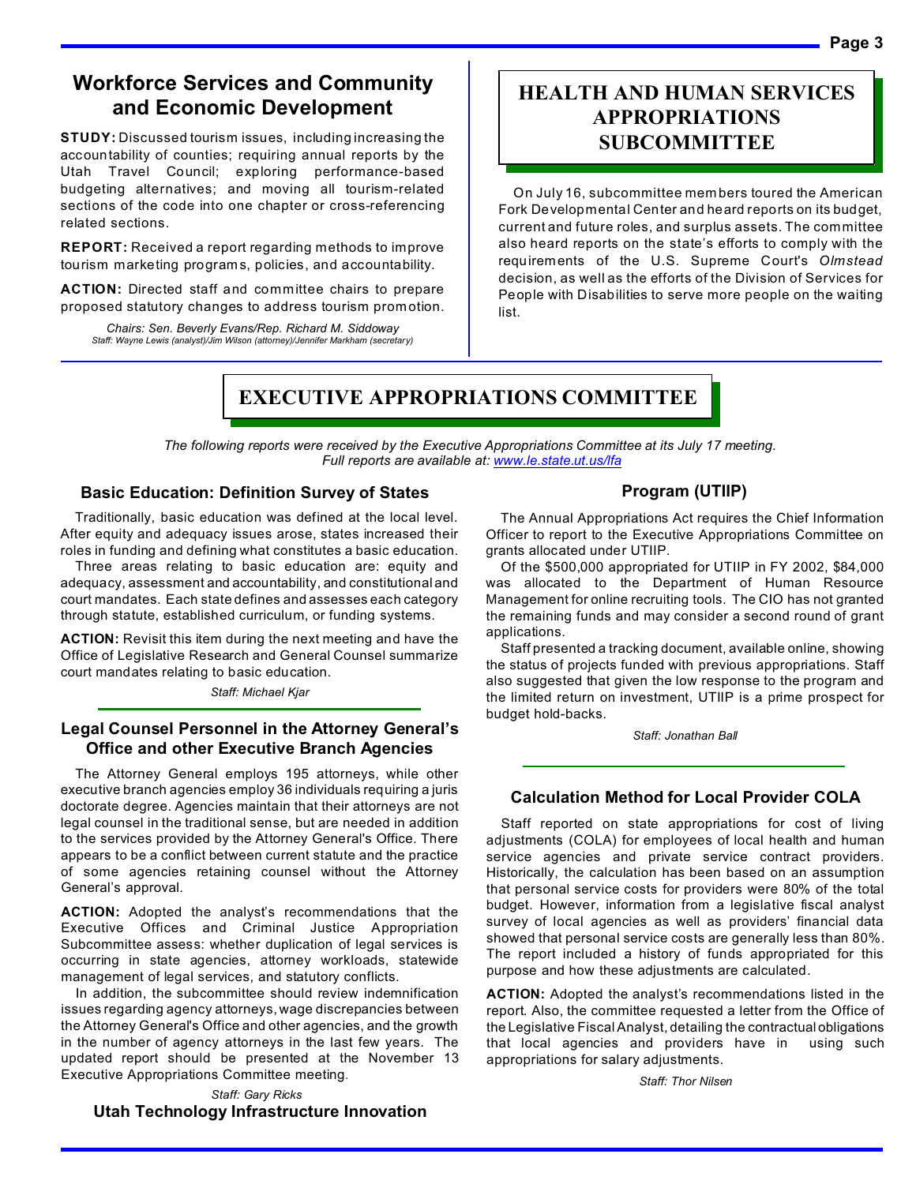## Workforce Services and Community and Economic Development

**STUDY:** Discussed tourism issues, including increasing the accountability of counties; requiring annual reports by the Utah Travel Council; exploring performance-based budgeting alternatives; and moving all tourism-related sections of the code into one chapter or cross-referencing related sections.

**REPORT:** Received a report regarding methods to improve tourism marketing programs, policies, and accountability.

**ACTION:** Directed staff and committee chairs to prepare proposed statutory changes to address tourism promotion.

*Chairs: Sen. Beverly Evans/Rep. Richard M. Siddoway*
*Staff: Wayne Lewis (analyst)/Jim Wilson (attorney)/Jennifer Markham (secretary)*

# HEALTH AND HUMAN SERVICES APPROPRIATIONS SUBCOMMITTEE

On July 16, subcommittee members toured the American Fork Developmental Center and heard reports on its budget, current and future roles, and surplus assets. The committee also heard reports on the state's efforts to comply with the requirements of the U.S. Supreme Court's *Olmstead* decision, as well as the efforts of the Division of Services for People with Disabilities to serve more people on the waiting list.

# EXECUTIVE APPROPRIATIONS COMMITTEE

*The following reports were received by the Executive Appropriations Committee at its July 17 meeting. Full reports are available at: www.le.state.ut.us/lfa*

### Basic Education: Definition Survey of States

Traditionally, basic education was defined at the local level. After equity and adequacy issues arose, states increased their roles in funding and defining what constitutes a basic education.

Three areas relating to basic education are: equity and adequacy, assessment and accountability, and constitutional and court mandates. Each state defines and assesses each category through statute, established curriculum, or funding systems.

**ACTION:** Revisit this item during the next meeting and have the Office of Legislative Research and General Counsel summarize court mandates relating to basic education.

*Staff: Michael Kjar*

### Legal Counsel Personnel in the Attorney General's Office and other Executive Branch Agencies

The Attorney General employs 195 attorneys, while other executive branch agencies employ 36 individuals requiring a juris doctorate degree. Agencies maintain that their attorneys are not legal counsel in the traditional sense, but are needed in addition to the services provided by the Attorney General's Office. There appears to be a conflict between current statute and the practice of some agencies retaining counsel without the Attorney General's approval.

**ACTION:** Adopted the analyst's recommendations that the Executive Offices and Criminal Justice Appropriation Subcommittee assess: whether duplication of legal services is occurring in state agencies, attorney workloads, statewide management of legal services, and statutory conflicts.

In addition, the subcommittee should review indemnification issues regarding agency attorneys, wage discrepancies between the Attorney General's Office and other agencies, and the growth in the number of agency attorneys in the last few years. The updated report should be presented at the November 13 Executive Appropriations Committee meeting.

*Staff: Gary Ricks*

### Utah Technology Infrastructure Innovation Program (UTIIP)

The Annual Appropriations Act requires the Chief Information Officer to report to the Executive Appropriations Committee on grants allocated under UTIIP.

Of the $500,000 appropriated for UTIIP in FY 2002, $84,000 was allocated to the Department of Human Resource Management for online recruiting tools. The CIO has not granted the remaining funds and may consider a second round of grant applications.

Staff presented a tracking document, available online, showing the status of projects funded with previous appropriations. Staff also suggested that given the low response to the program and the limited return on investment, UTIIP is a prime prospect for budget hold-backs.

*Staff: Jonathan Ball*

### Calculation Method for Local Provider COLA

Staff reported on state appropriations for cost of living adjustments (COLA) for employees of local health and human service agencies and private service contract providers. Historically, the calculation has been based on an assumption that personal service costs for providers were 80% of the total budget. However, information from a legislative fiscal analyst survey of local agencies as well as providers' financial data showed that personal service costs are generally less than 80%. The report included a history of funds appropriated for this purpose and how these adjustments are calculated.

**ACTION:** Adopted the analyst's recommendations listed in the report. Also, the committee requested a letter from the Office of the Legislative Fiscal Analyst, detailing the contractual obligations that local agencies and providers have in using such appropriations for salary adjustments.

*Staff: Thor Nilsen*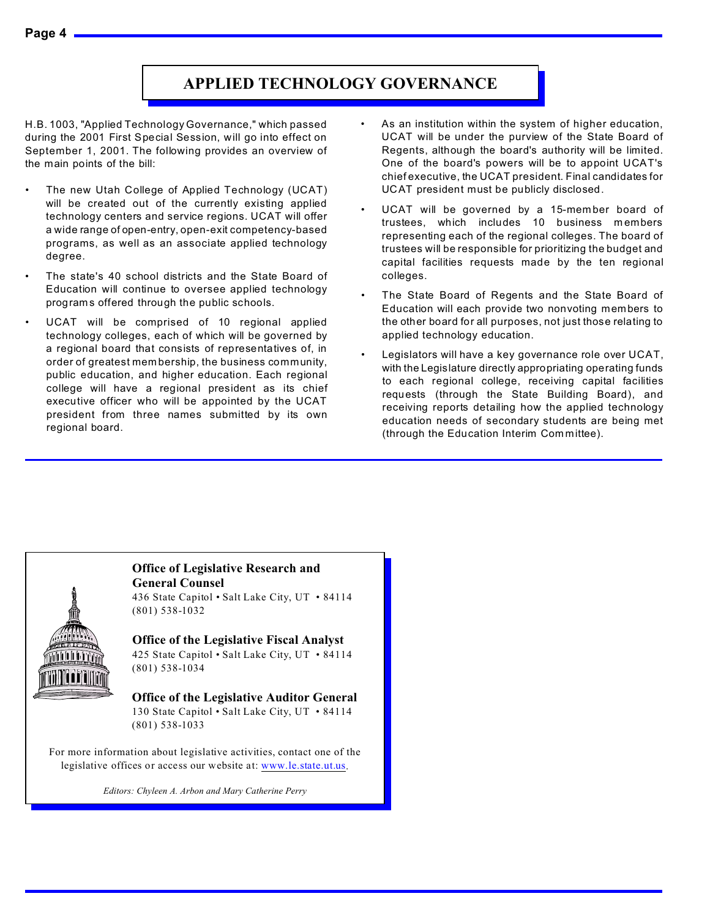## APPLIED TECHNOLOGY GOVERNANCE

H.B. 1003, "Applied Technology Governance," which passed during the 2001 First Special Session, will go into effect on September 1, 2001. The following provides an overview of the main points of the bill:

- The new Utah College of Applied Technology (UCAT) will be created out of the currently existing applied technology centers and service regions. UCAT will offer a wide range of open-entry, open-exit competency-based programs, as well as an associate applied technology degree.
- The state's 40 school districts and the State Board of Education will continue to oversee applied technology programs offered through the public schools.
- UCAT will be comprised of 10 regional applied technology colleges, each of which will be governed by a regional board that consists of representatives of, in order of greatest membership, the business community, public education, and higher education. Each regional college will have a regional president as its chief executive officer who will be appointed by the UCAT president from three names submitted by its own regional board.
- As an institution within the system of higher education, UCAT will be under the purview of the State Board of Regents, although the board's authority will be limited. One of the board's powers will be to appoint UCAT's chief executive, the UCAT president. Final candidates for UCAT president must be publicly disclosed.
- UCAT will be governed by a 15-member board of trustees, which includes 10 business members representing each of the regional colleges. The board of trustees will be responsible for prioritizing the budget and capital facilities requests made by the ten regional colleges.
- The State Board of Regents and the State Board of Education will each provide two nonvoting members to the other board for all purposes, not just those relating to applied technology education.
- Legislators will have a key governance role over UCAT, with the Legislature directly appropriating operating funds to each regional college, receiving capital facilities requests (through the State Building Board), and receiving reports detailing how the applied technology education needs of secondary students are being met (through the Education Interim Committee).

---

**Office of Legislative Research and General Counsel**
436 State Capitol • Salt Lake City, UT • 84114
(801) 538-1032

**Office of the Legislative Fiscal Analyst**
425 State Capitol • Salt Lake City, UT • 84114
(801) 538-1034

**Office of the Legislative Auditor General**
130 State Capitol • Salt Lake City, UT • 84114
(801) 538-1033

For more information about legislative activities, contact one of the legislative offices or access our website at: www.le.state.ut.us.

*Editors: Chyleen A. Arbon and Mary Catherine Perry*